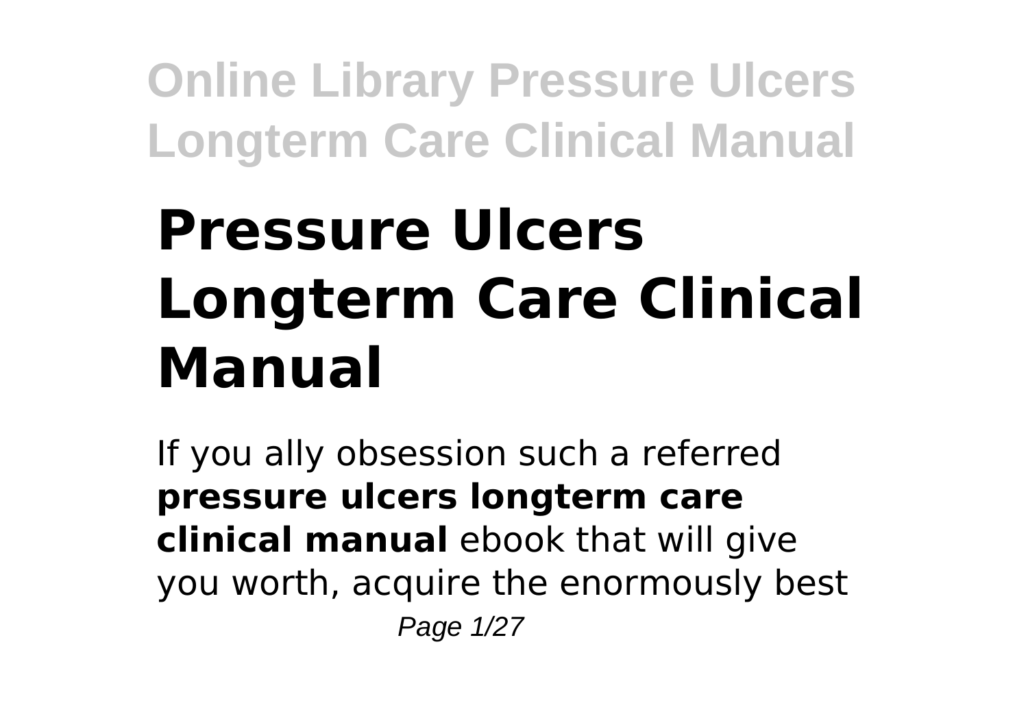# Pressure Ulcers Longterm Care Clinical Manual

If you ally obsession such a referred **pressure ulcers longterm care clinical manual** ebook that will give you worth, acquire the enormously best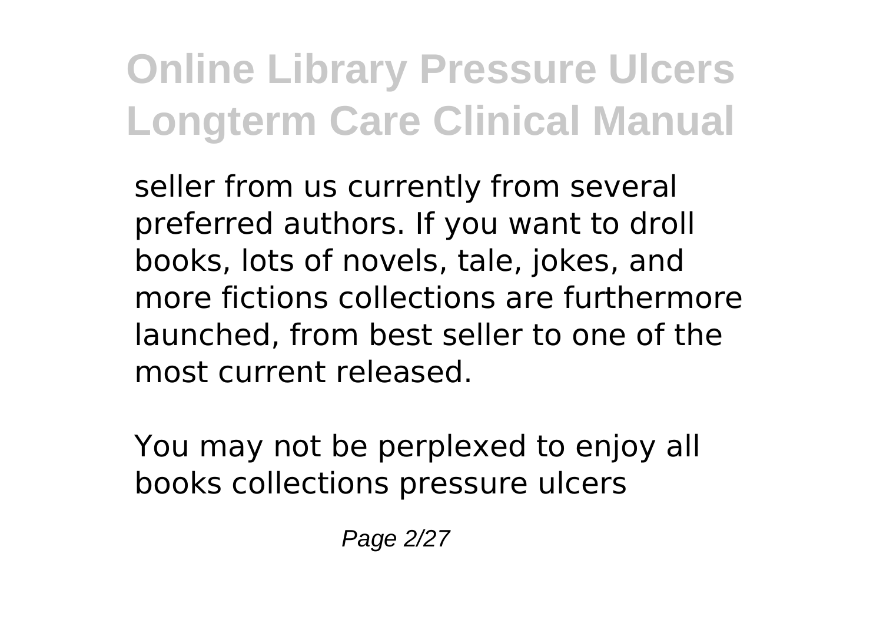seller from us currently from several preferred authors. If you want to droll books, lots of novels, tale, jokes, and more fictions collections are furthermore launched, from best seller to one of the most current released.

You may not be perplexed to enjoy all books collections pressure ulcers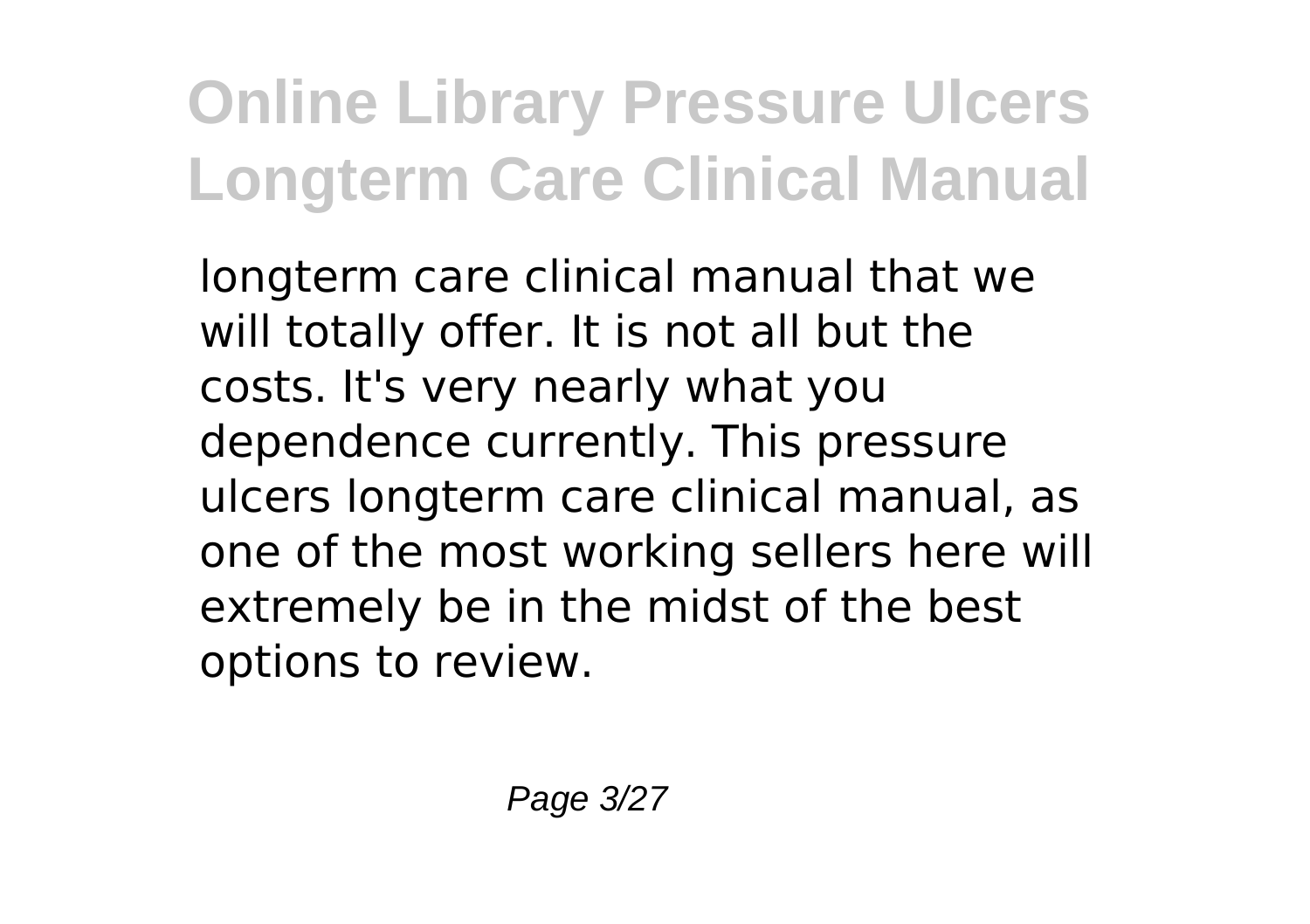longterm care clinical manual that we will totally offer. It is not all but the costs. It's very nearly what you dependence currently. This pressure ulcers longterm care clinical manual, as one of the most working sellers here will extremely be in the midst of the best options to review.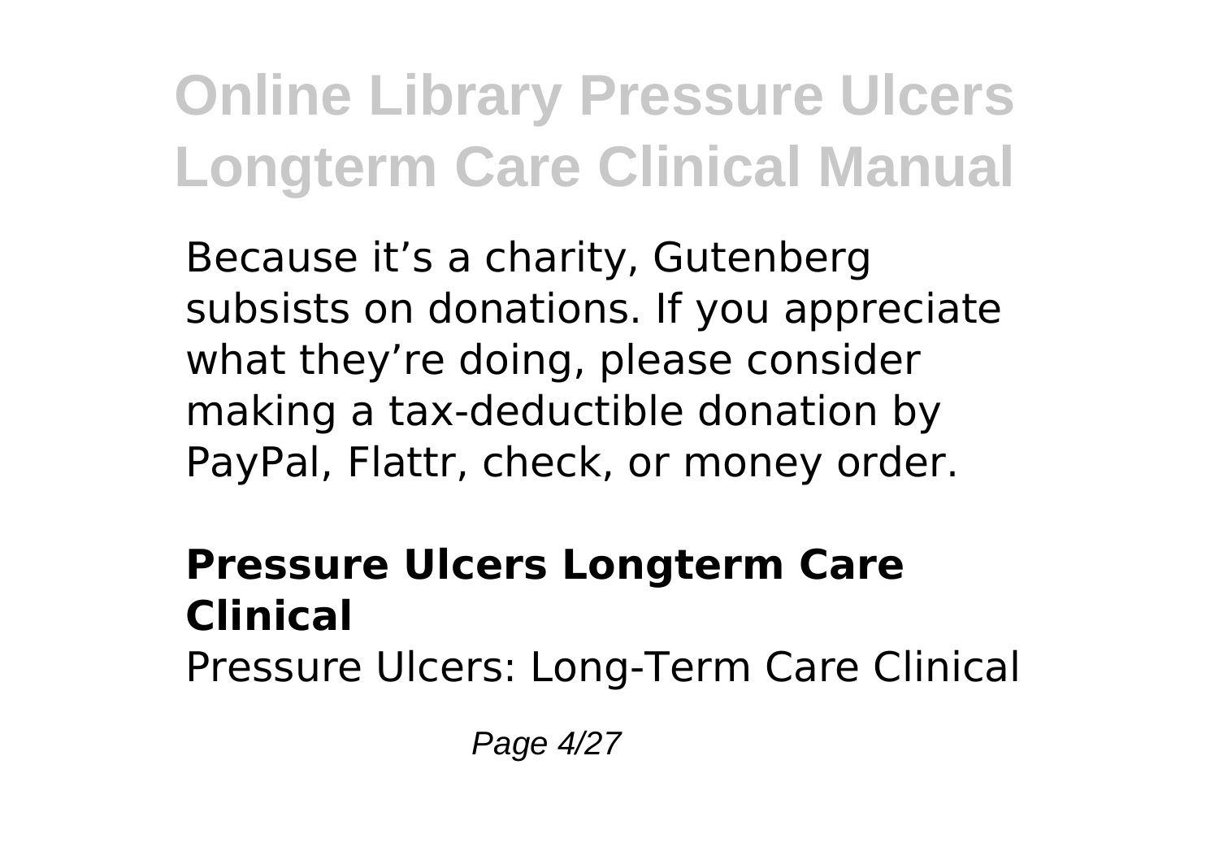Because it’s a charity, Gutenberg subsists on donations. If you appreciate what they’re doing, please consider making a tax-deductible donation by PayPal, Flattr, check, or money order.

### **Pressure Ulcers Longterm Care Clinical**

Pressure Ulcers: Long-Term Care Clinical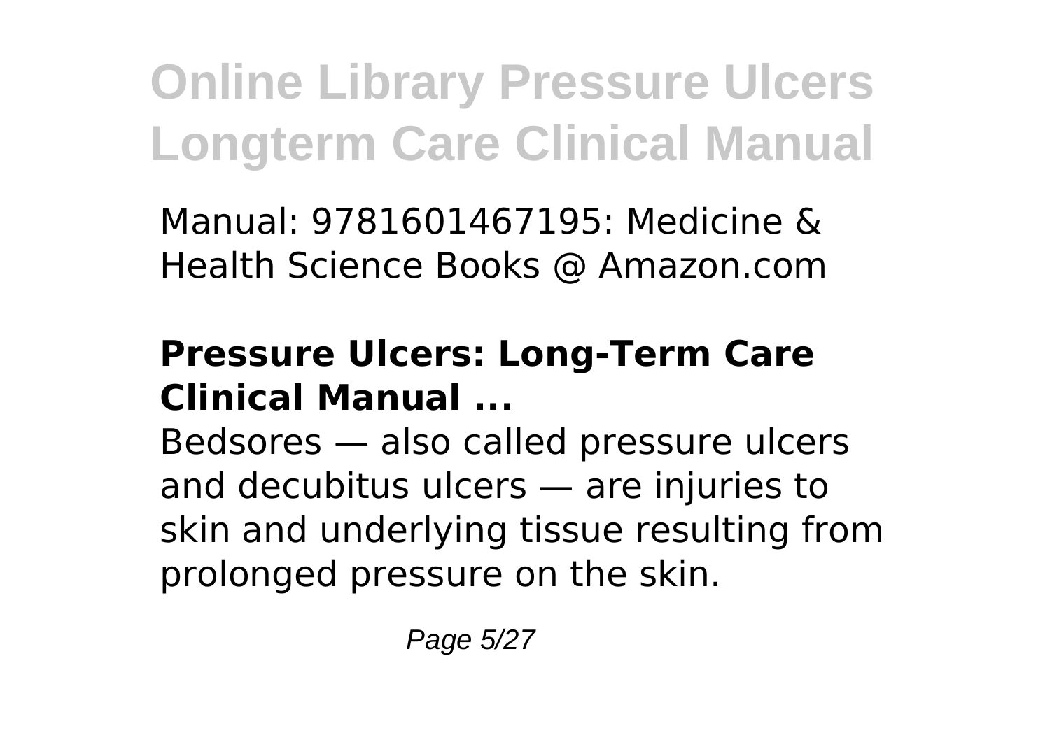Manual: 9781601467195: Medicine & Health Science Books @ Amazon.com

**Pressure Ulcers: Long-Term Care Clinical Manual ...**

Bedsores — also called pressure ulcers and decubitus ulcers — are injuries to skin and underlying tissue resulting from prolonged pressure on the skin.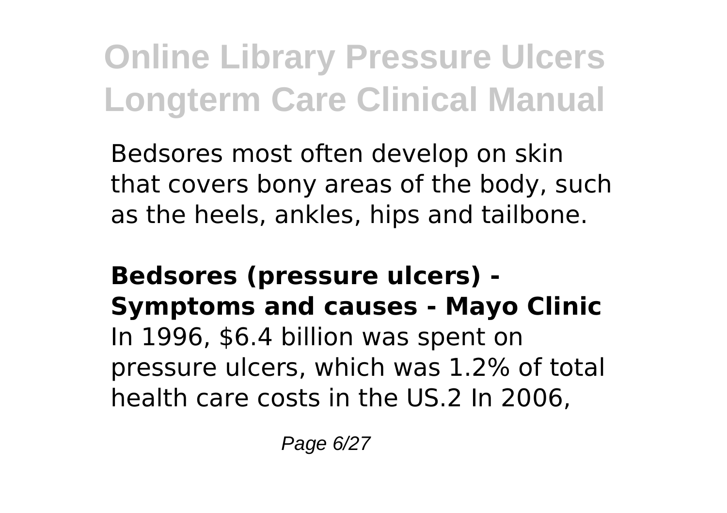Bedsores most often develop on skin that covers bony areas of the body, such as the heels, ankles, hips and tailbone.

**Bedsores (pressure ulcers) - Symptoms and causes - Mayo Clinic**

In 1996, $6.4 billion was spent on pressure ulcers, which was 1.2% of total health care costs in the US.2 In 2006,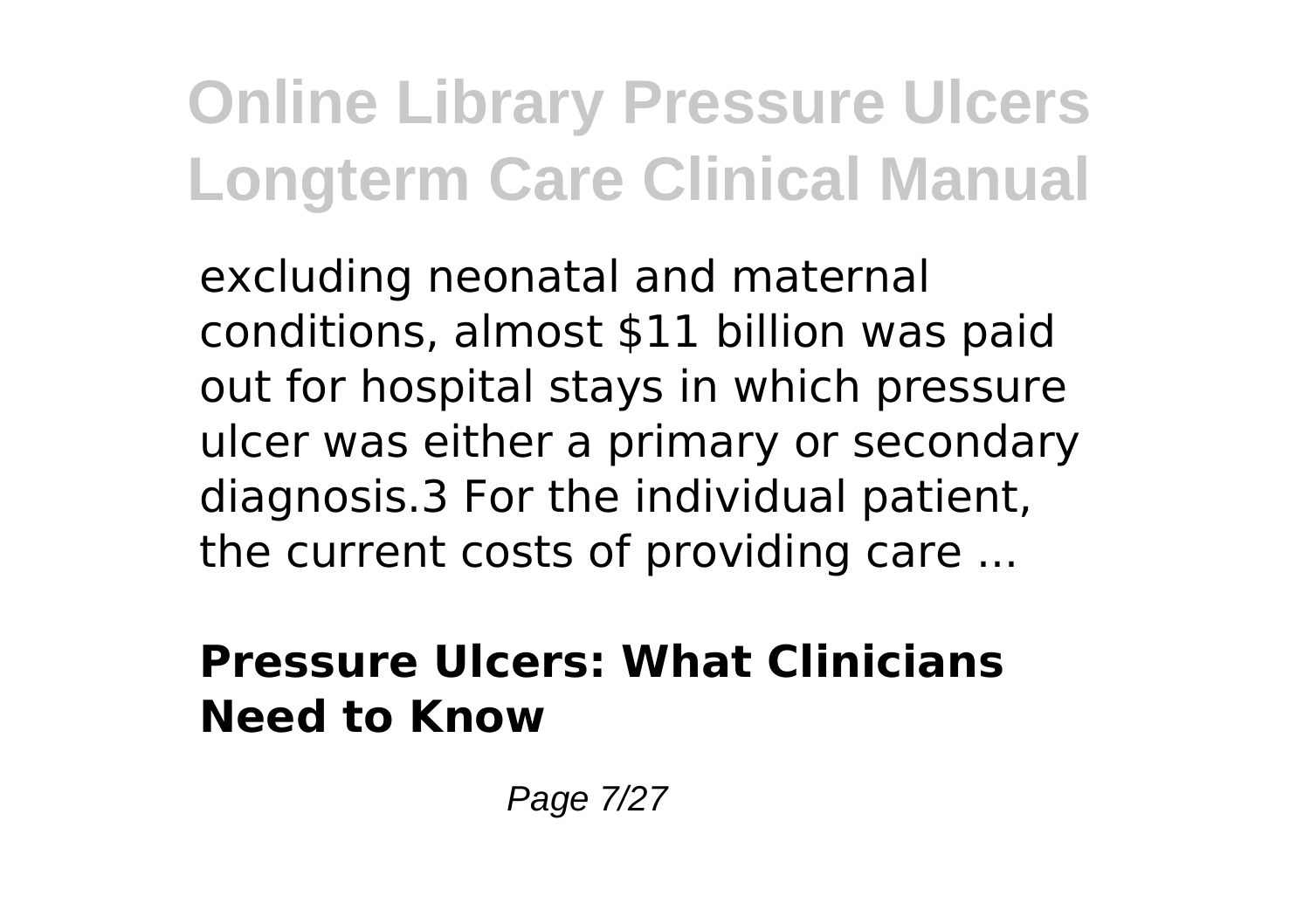excluding neonatal and maternal conditions, almost $11 billion was paid out for hospital stays in which pressure ulcer was either a primary or secondary diagnosis.3 For the individual patient, the current costs of providing care ...

**Pressure Ulcers: What Clinicians Need to Know**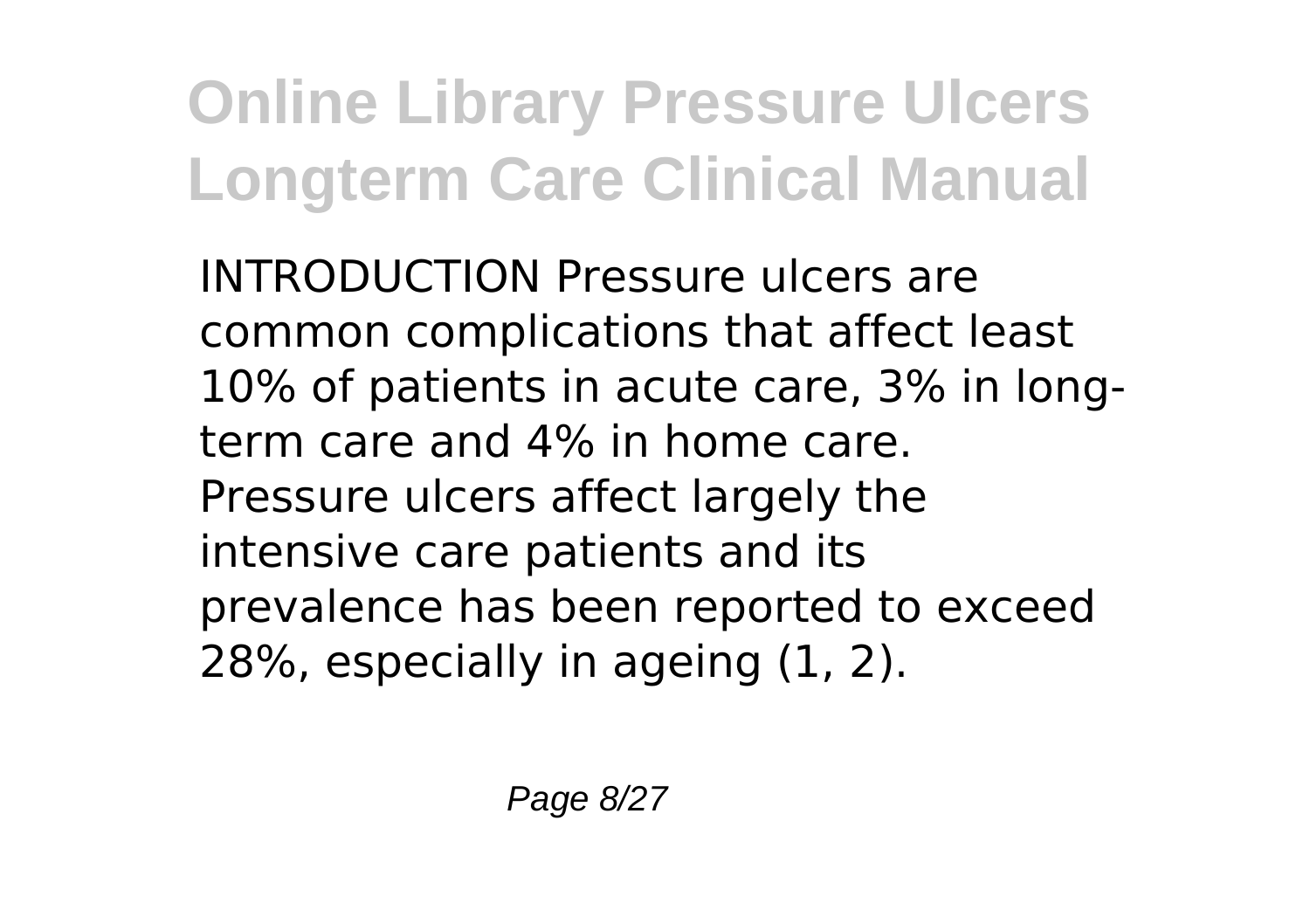INTRODUCTION Pressure ulcers are common complications that affect least 10% of patients in acute care, 3% in long-term care and 4% in home care. Pressure ulcers affect largely the intensive care patients and its prevalence has been reported to exceed 28%, especially in ageing (1, 2).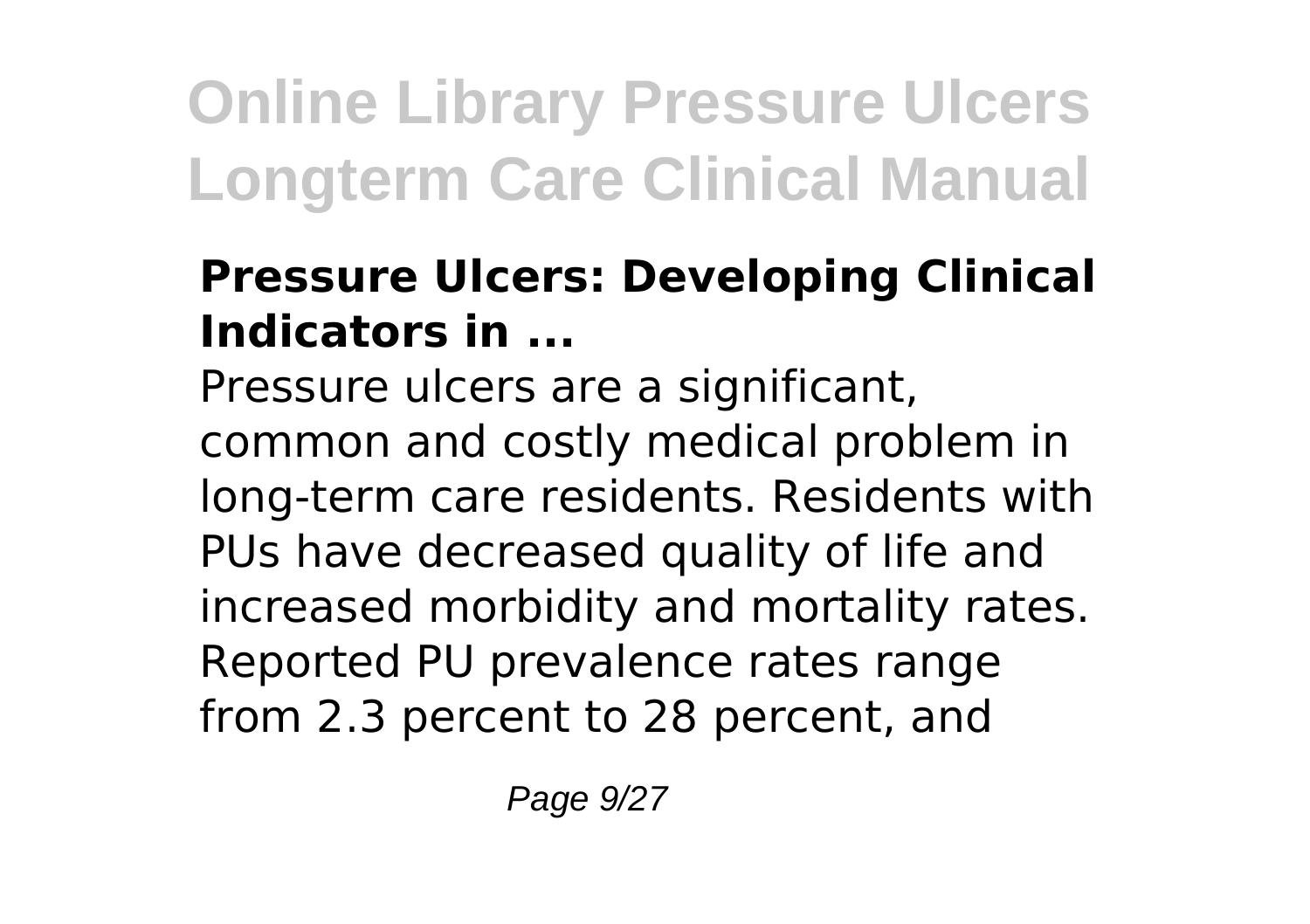### Pressure Ulcers: Developing Clinical Indicators in ...

Pressure ulcers are a significant, common and costly medical problem in long-term care residents. Residents with PUs have decreased quality of life and increased morbidity and mortality rates. Reported PU prevalence rates range from 2.3 percent to 28 percent, and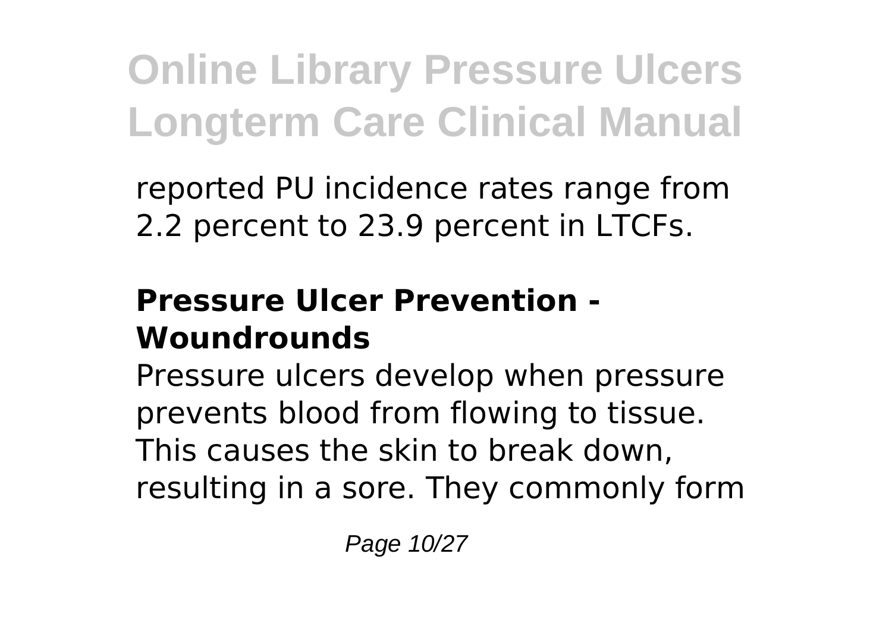reported PU incidence rates range from 2.2 percent to 23.9 percent in LTCFs.

## Pressure Ulcer Prevention - Woundrounds

Pressure ulcers develop when pressure prevents blood from flowing to tissue. This causes the skin to break down, resulting in a sore. They commonly form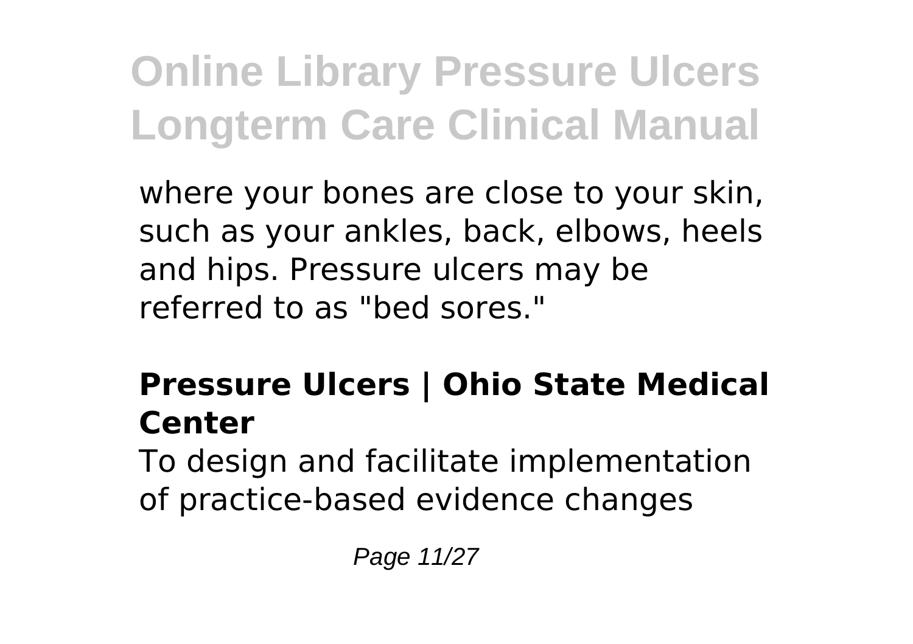where your bones are close to your skin, such as your ankles, back, elbows, heels and hips. Pressure ulcers may be referred to as "bed sores."

### Pressure Ulcers | Ohio State Medical Center

To design and facilitate implementation of practice-based evidence changes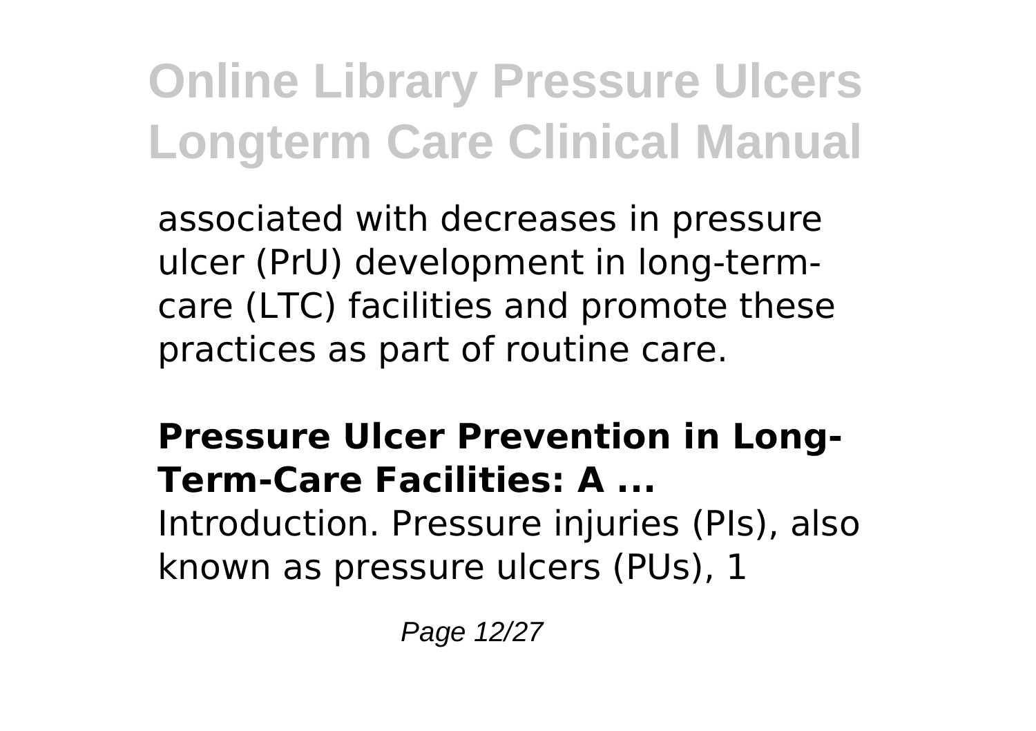associated with decreases in pressure ulcer (PrU) development in long-term-care (LTC) facilities and promote these practices as part of routine care.

**Pressure Ulcer Prevention in Long-Term-Care Facilities: A ...**

Introduction. Pressure injuries (PIs), also known as pressure ulcers (PUs), 1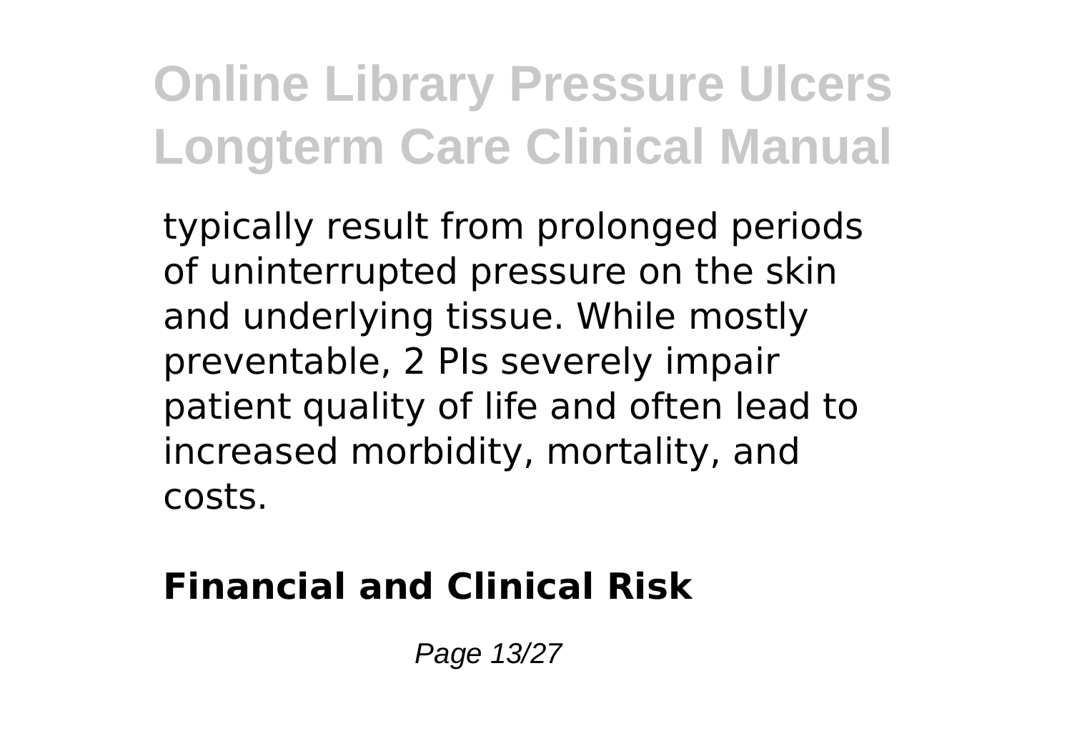typically result from prolonged periods of uninterrupted pressure on the skin and underlying tissue. While mostly preventable, 2 PIs severely impair patient quality of life and often lead to increased morbidity, mortality, and costs.

## Financial and Clinical Risk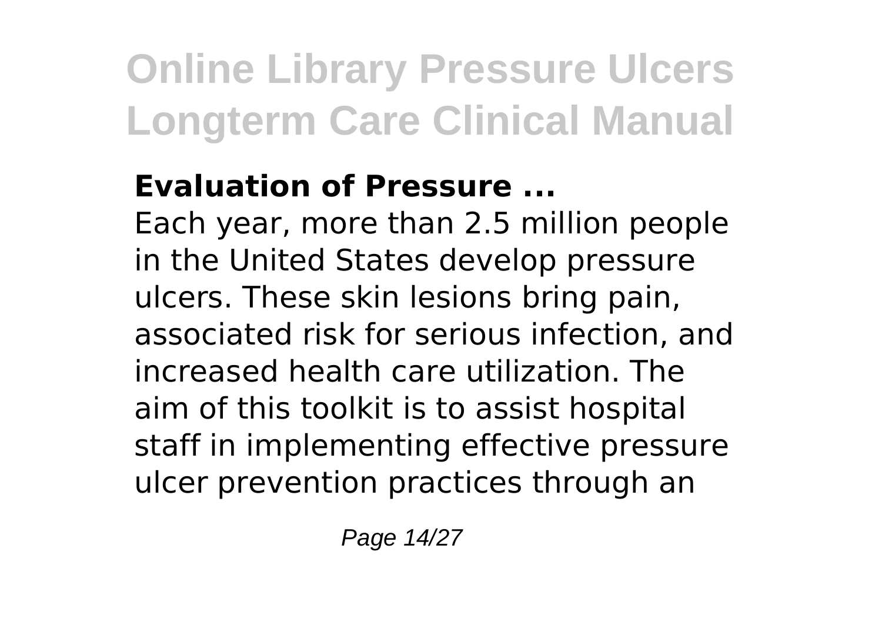**Evaluation of Pressure ...**

Each year, more than 2.5 million people in the United States develop pressure ulcers. These skin lesions bring pain, associated risk for serious infection, and increased health care utilization. The aim of this toolkit is to assist hospital staff in implementing effective pressure ulcer prevention practices through an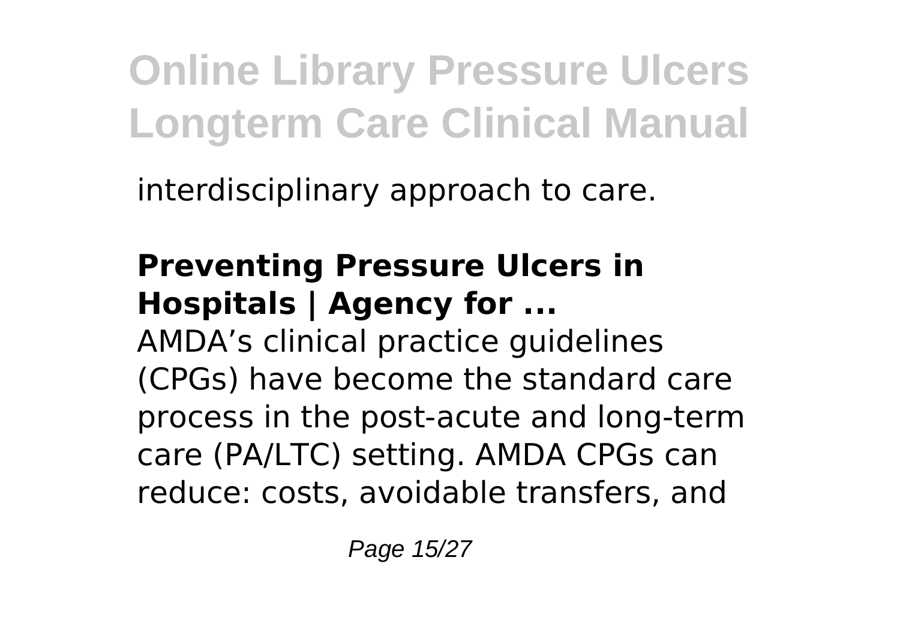interdisciplinary approach to care.

**Preventing Pressure Ulcers in Hospitals | Agency for ...**

AMDA's clinical practice guidelines (CPGs) have become the standard care process in the post-acute and long-term care (PA/LTC) setting. AMDA CPGs can reduce: costs, avoidable transfers, and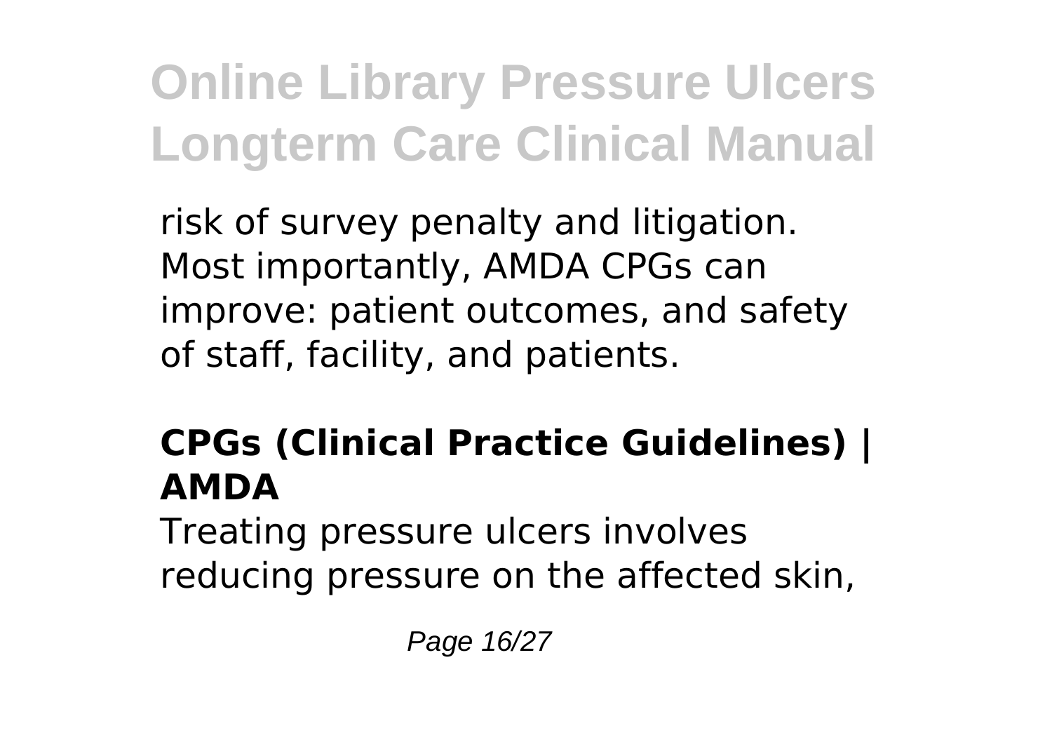risk of survey penalty and litigation. Most importantly, AMDA CPGs can improve: patient outcomes, and safety of staff, facility, and patients.

### CPGs (Clinical Practice Guidelines) | AMDA

Treating pressure ulcers involves reducing pressure on the affected skin,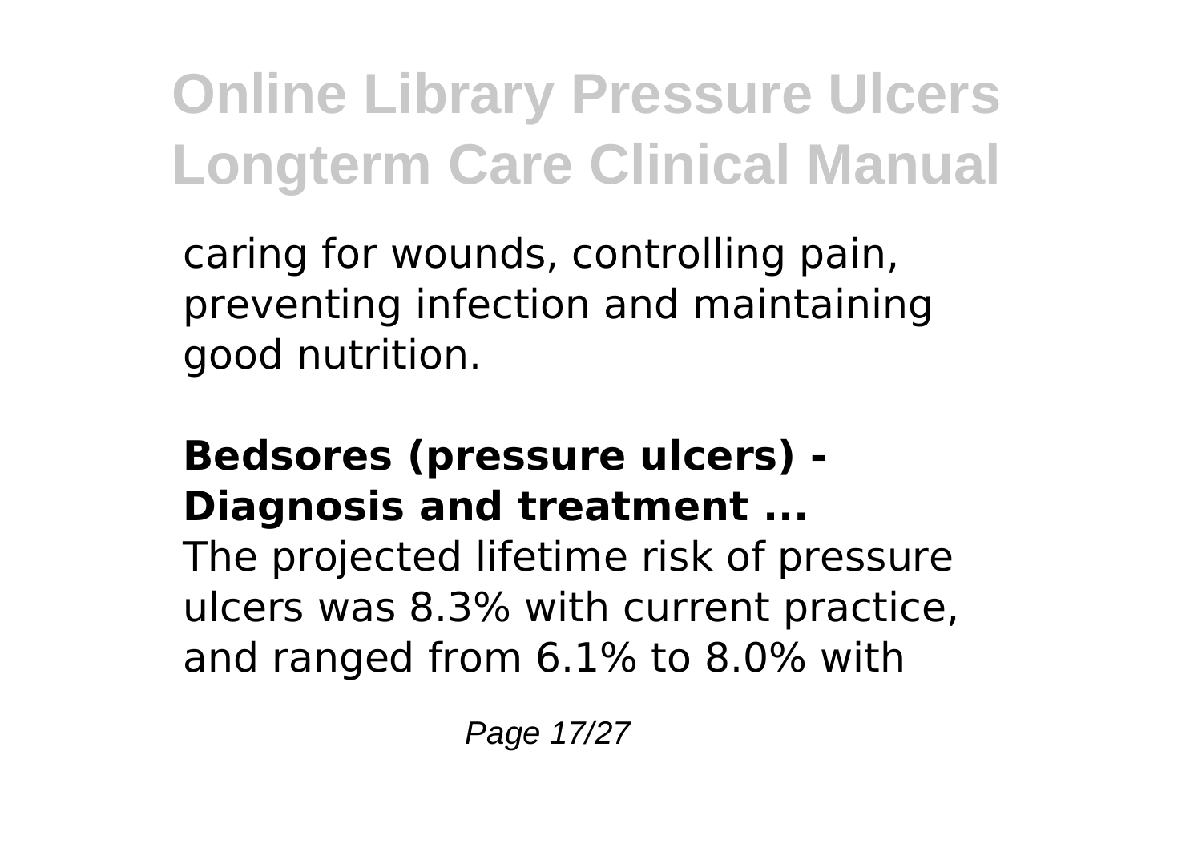caring for wounds, controlling pain, preventing infection and maintaining good nutrition.

**Bedsores (pressure ulcers) - Diagnosis and treatment ...**

The projected lifetime risk of pressure ulcers was 8.3% with current practice, and ranged from 6.1% to 8.0% with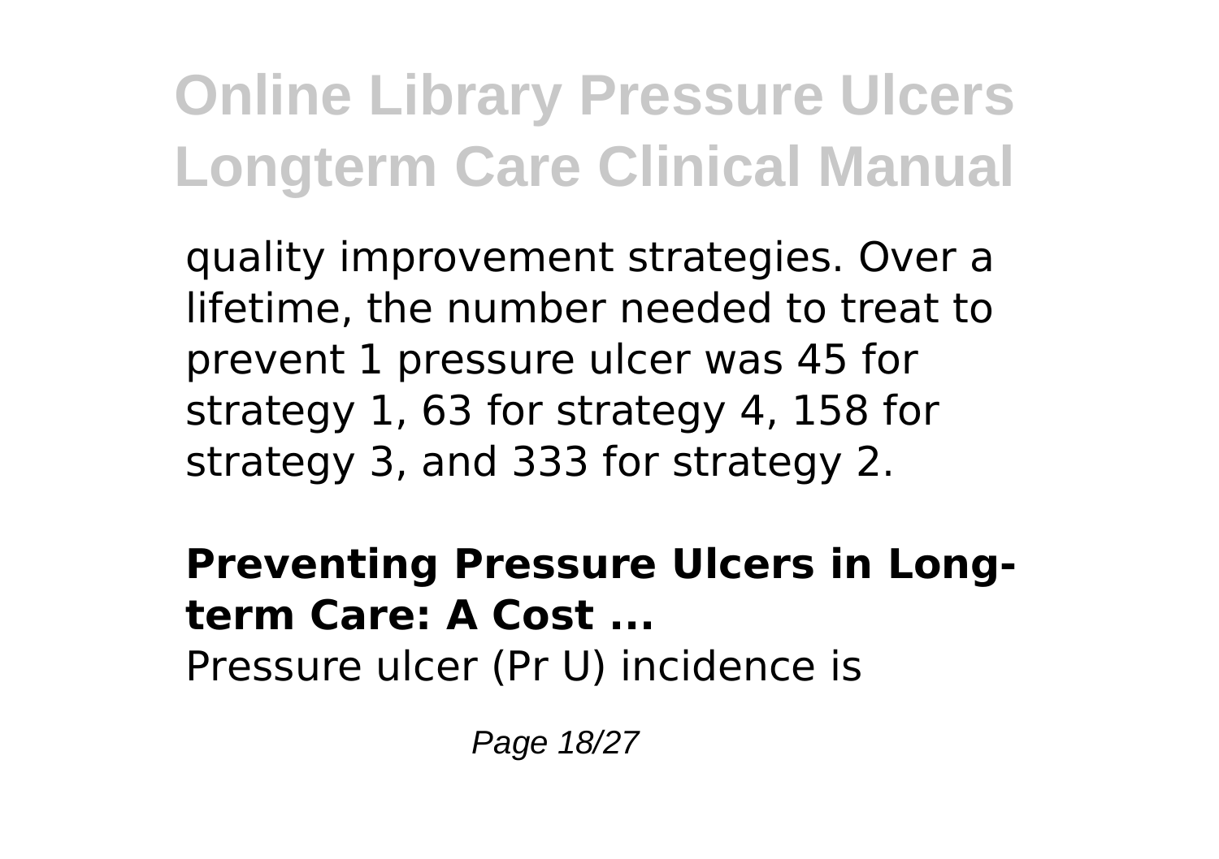quality improvement strategies. Over a lifetime, the number needed to treat to prevent 1 pressure ulcer was 45 for strategy 1, 63 for strategy 4, 158 for strategy 3, and 333 for strategy 2.

**Preventing Pressure Ulcers in Long-term Care: A Cost ...**

Pressure ulcer (Pr U) incidence is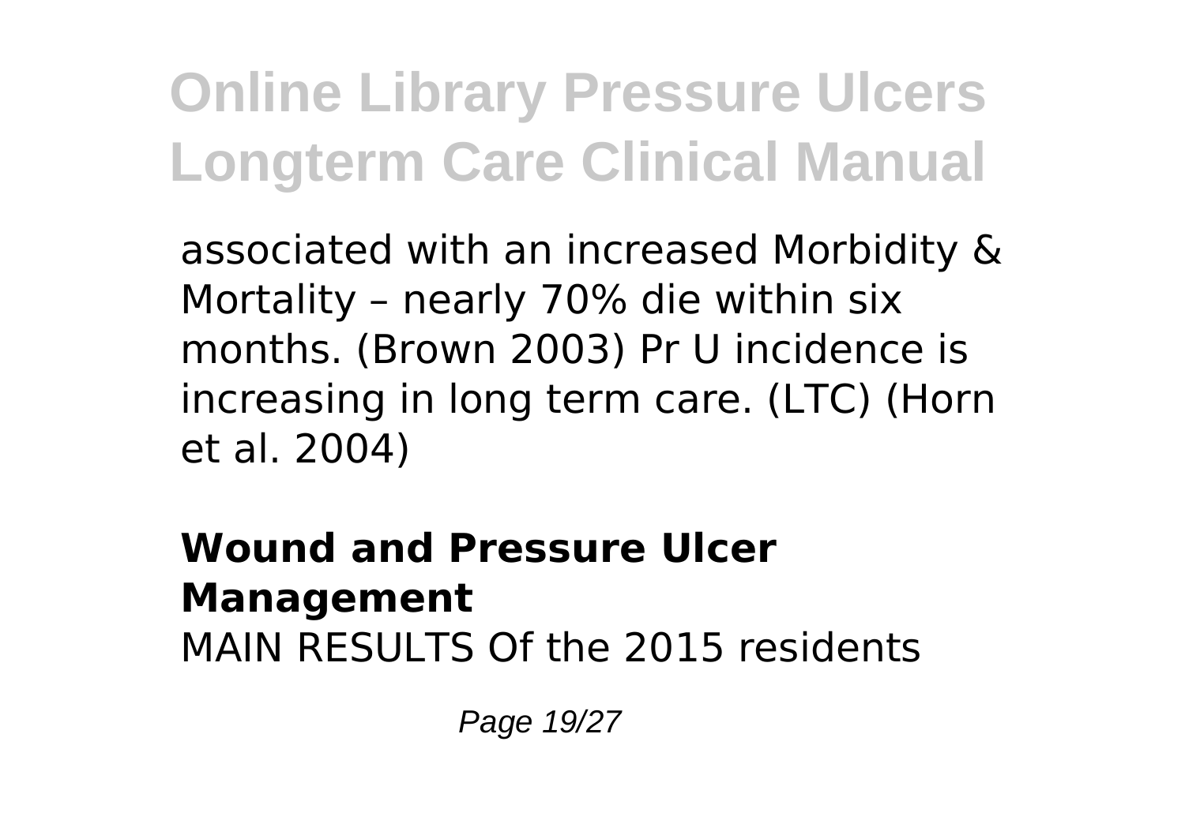associated with an increased Morbidity & Mortality – nearly 70% die within six months. (Brown 2003) Pr U incidence is increasing in long term care. (LTC) (Horn et al. 2004)

## Wound and Pressure Ulcer Management

MAIN RESULTS Of the 2015 residents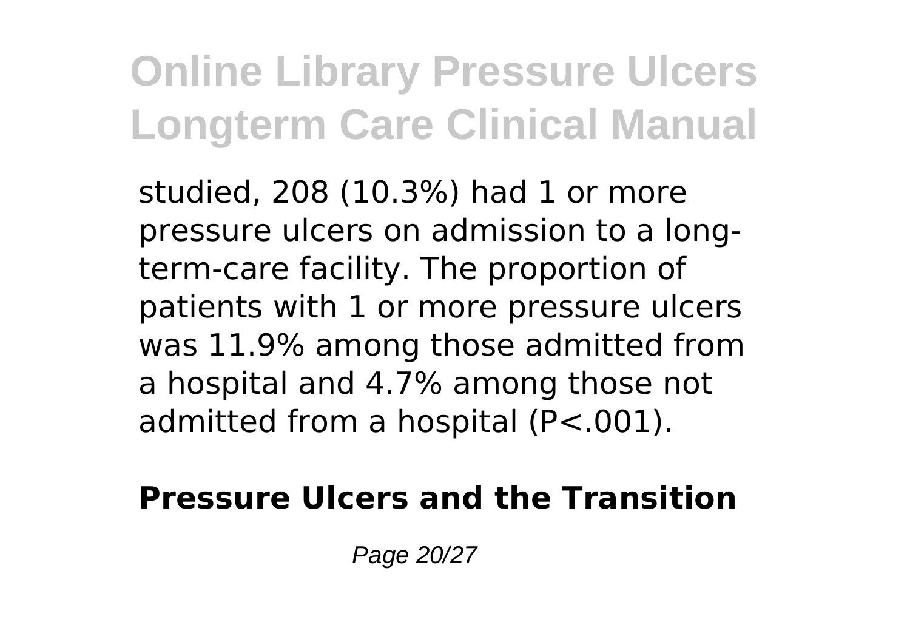studied, 208 (10.3%) had 1 or more pressure ulcers on admission to a long-term-care facility. The proportion of patients with 1 or more pressure ulcers was 11.9% among those admitted from a hospital and 4.7% among those not admitted from a hospital ($P<.001$).

**Pressure Ulcers and the Transition**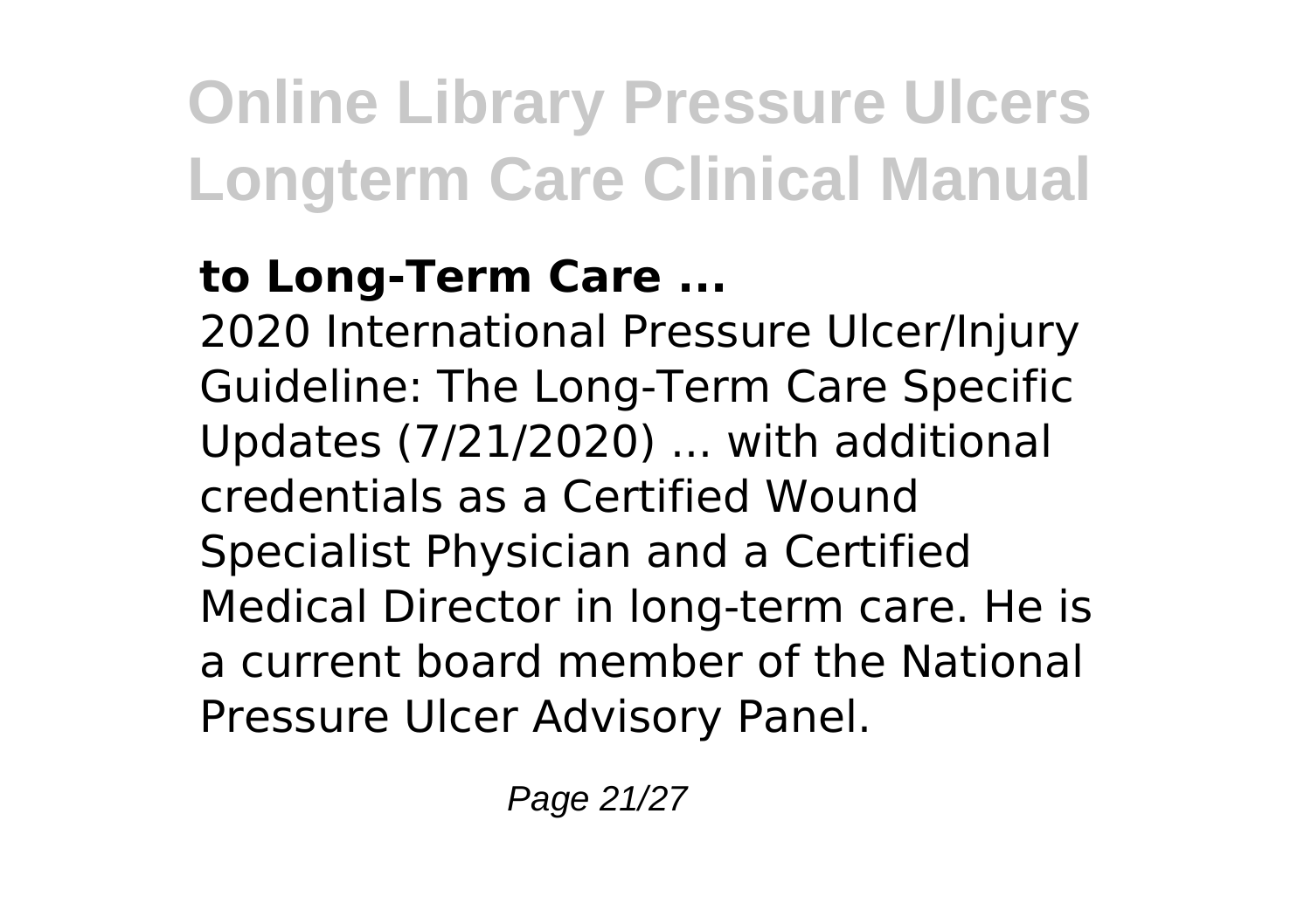**to Long-Term Care ...**

2020 International Pressure Ulcer/Injury Guideline: The Long-Term Care Specific Updates (7/21/2020) ... with additional credentials as a Certified Wound Specialist Physician and a Certified Medical Director in long-term care. He is a current board member of the National Pressure Ulcer Advisory Panel.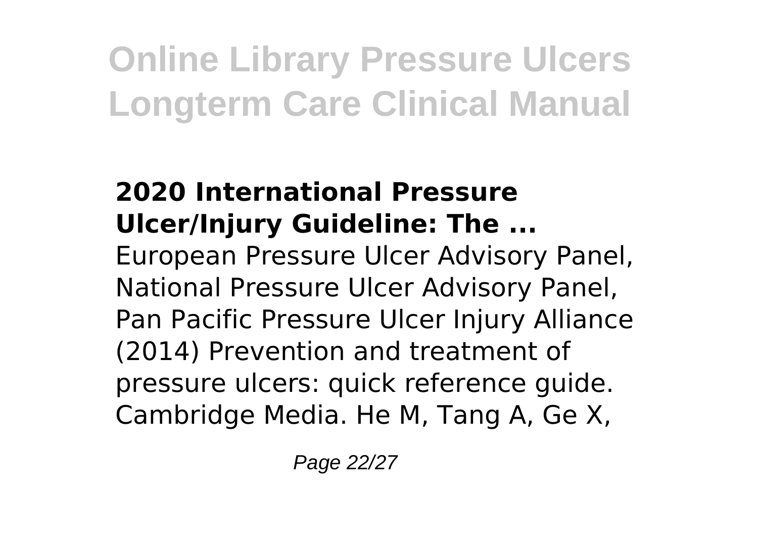### 2020 International Pressure Ulcer/Injury Guideline: The ...

European Pressure Ulcer Advisory Panel, National Pressure Ulcer Advisory Panel, Pan Pacific Pressure Ulcer Injury Alliance (2014) Prevention and treatment of pressure ulcers: quick reference guide. Cambridge Media. He M, Tang A, Ge X,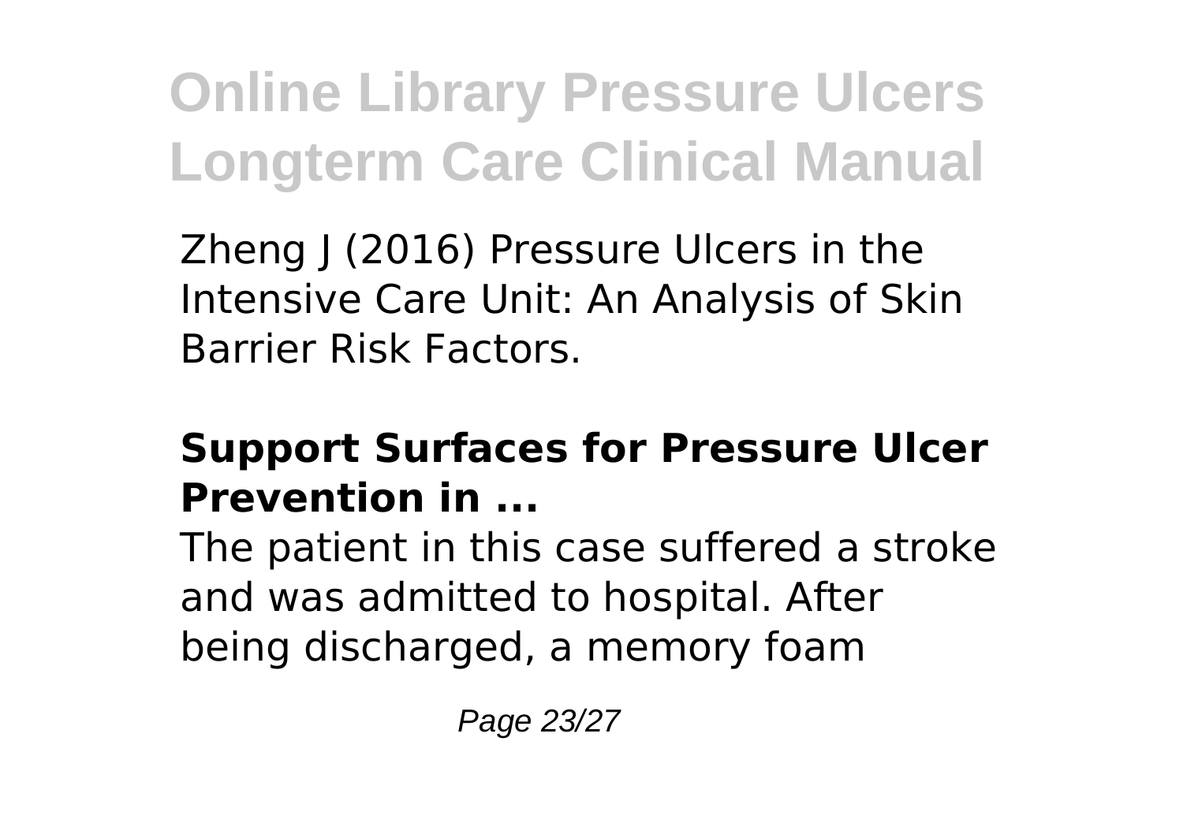Zheng J (2016) Pressure Ulcers in the Intensive Care Unit: An Analysis of Skin Barrier Risk Factors.

### Support Surfaces for Pressure Ulcer Prevention in ...

The patient in this case suffered a stroke and was admitted to hospital. After being discharged, a memory foam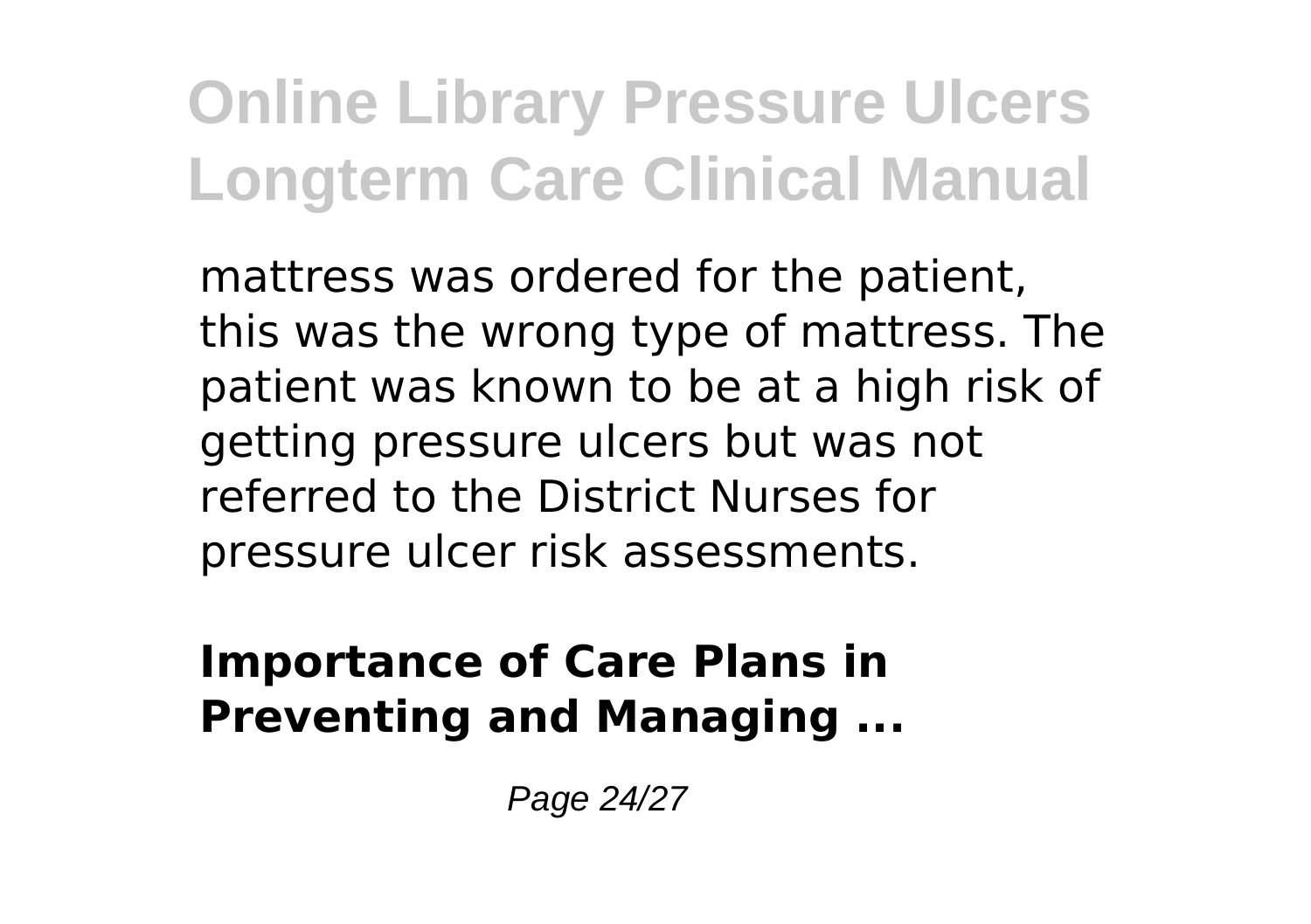mattress was ordered for the patient, this was the wrong type of mattress. The patient was known to be at a high risk of getting pressure ulcers but was not referred to the District Nurses for pressure ulcer risk assessments.

**Importance of Care Plans in Preventing and Managing ...**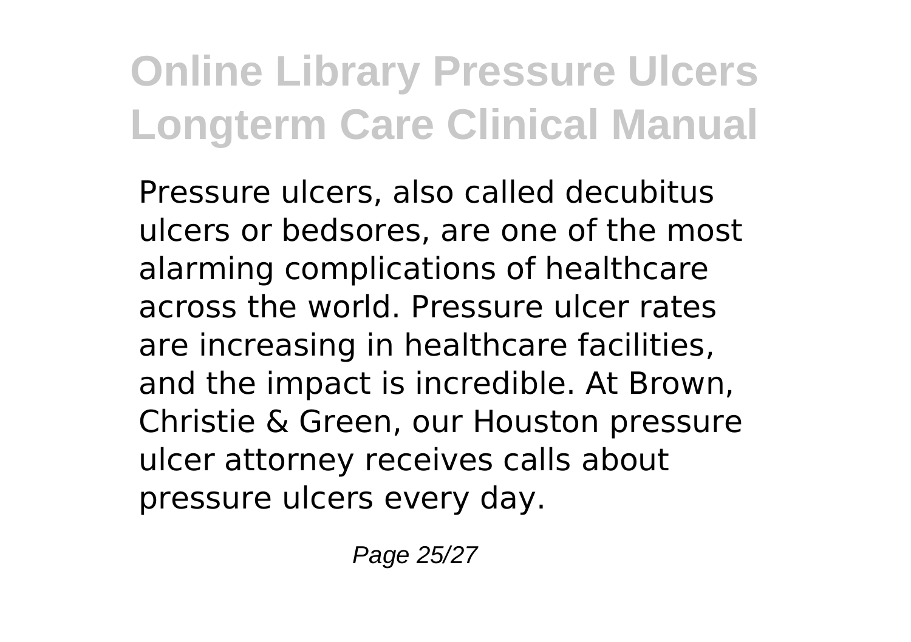Pressure ulcers, also called decubitus ulcers or bedsores, are one of the most alarming complications of healthcare across the world. Pressure ulcer rates are increasing in healthcare facilities, and the impact is incredible. At Brown, Christie & Green, our Houston pressure ulcer attorney receives calls about pressure ulcers every day.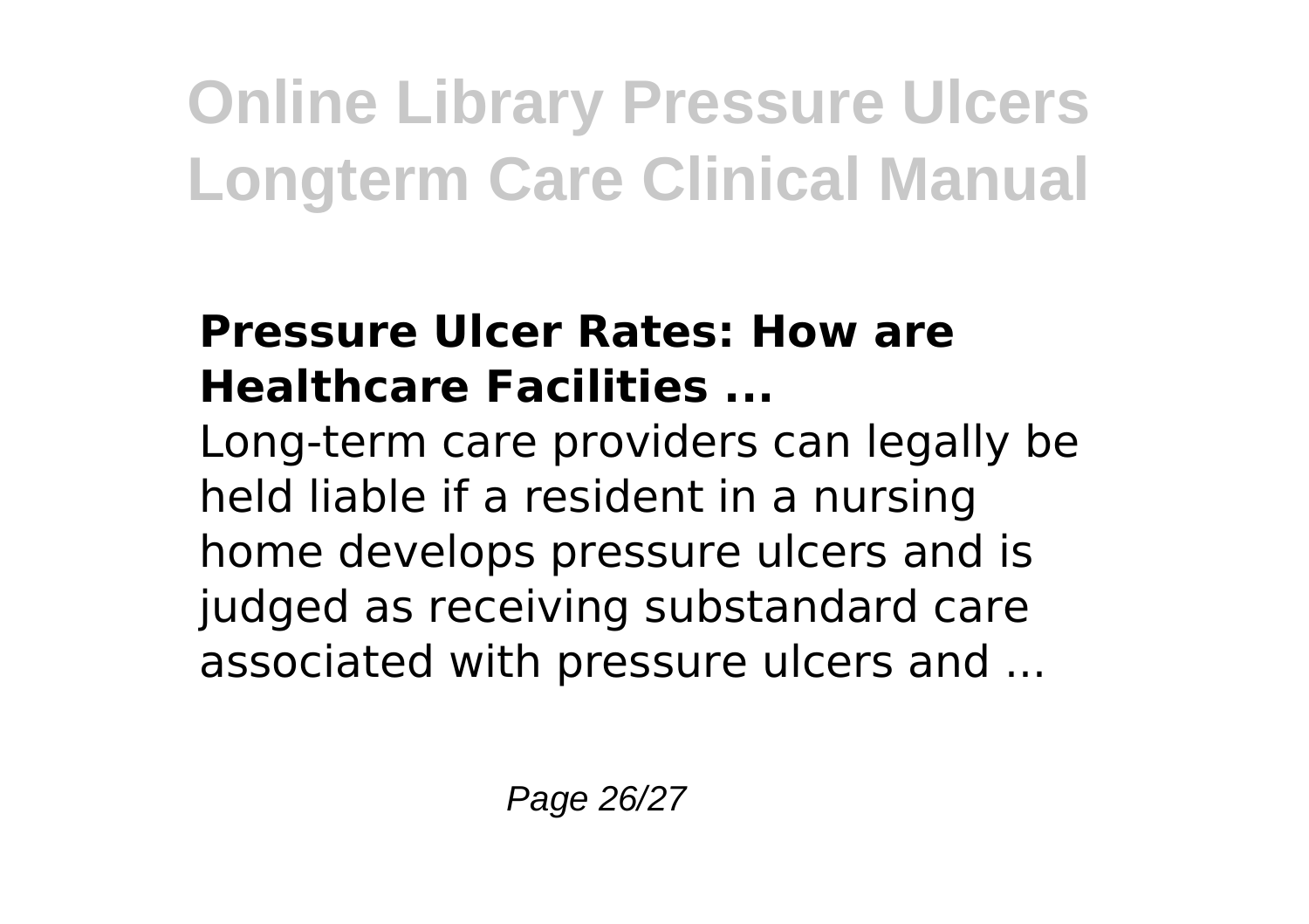### Pressure Ulcer Rates: How are Healthcare Facilities ...

Long-term care providers can legally be held liable if a resident in a nursing home develops pressure ulcers and is judged as receiving substandard care associated with pressure ulcers and ...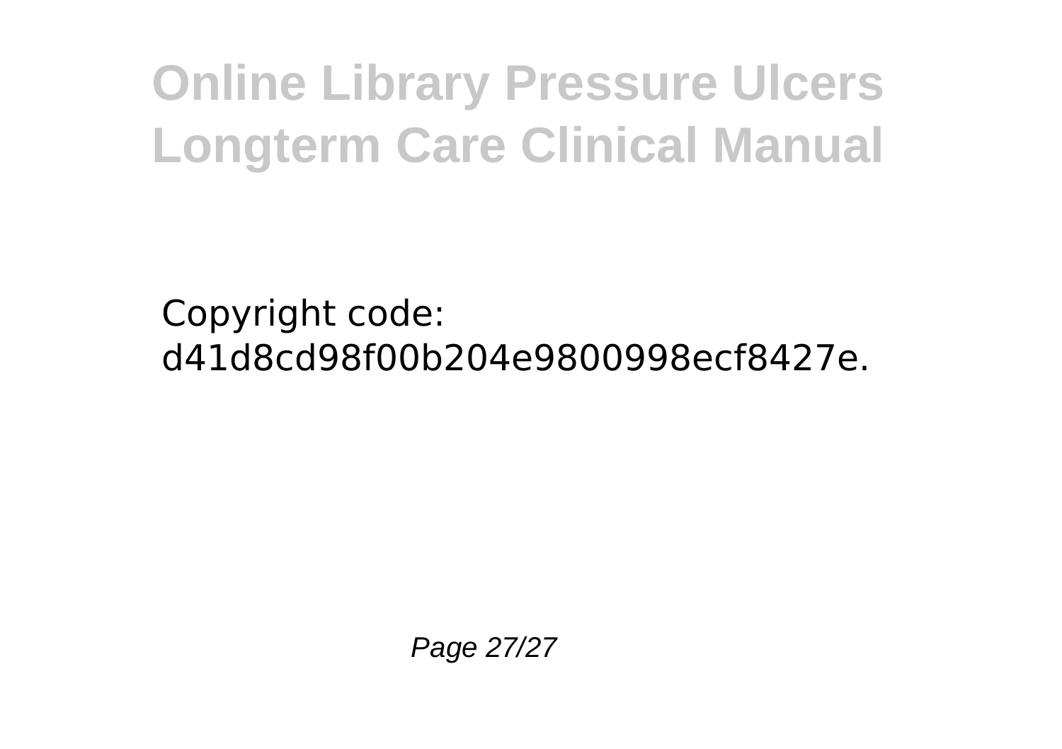Copyright code: d41d8cd98f00b204e9800998ecf8427e.